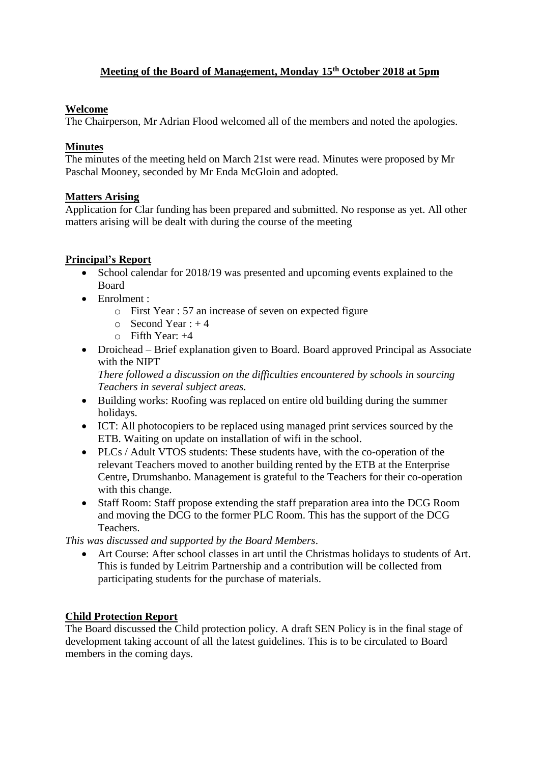# Meeting of the Board of Management, Monday 15th October 2018 at 5pm

## Welcome

The Chairperson, Mr Adrian Flood welcomed all of the members and noted the apologies.

## Minutes

The minutes of the meeting held on March 21st were read. Minutes were proposed by Mr Paschal Mooney, seconded by Mr Enda McGloin and adopted.

## Matters Arising

Application for Clar funding has been prepared and submitted. No response as yet. All other matters arising will be dealt with during the course of the meeting

## Principal's Report

- School calendar for 2018/19 was presented and upcoming events explained to the Board
- Enrolment :
  - First Year : 57 an increase of seven on expected figure
  - Second Year : + 4
  - Fifth Year: +4
- Droichead – Brief explanation given to Board. Board approved Principal as Associate with the NIPT

  *There followed a discussion on the difficulties encountered by schools in sourcing Teachers in several subject areas.*
- Building works: Roofing was replaced on entire old building during the summer holidays.
- ICT: All photocopiers to be replaced using managed print services sourced by the ETB. Waiting on update on installation of wifi in the school.
- PLCs / Adult VTOS students: These students have, with the co-operation of the relevant Teachers moved to another building rented by the ETB at the Enterprise Centre, Drumshanbo. Management is grateful to the Teachers for their co-operation with this change.
- Staff Room: Staff propose extending the staff preparation area into the DCG Room and moving the DCG to the former PLC Room. This has the support of the DCG Teachers.

*This was discussed and supported by the Board Members*.

- Art Course: After school classes in art until the Christmas holidays to students of Art. This is funded by Leitrim Partnership and a contribution will be collected from participating students for the purchase of materials.

## Child Protection Report

The Board discussed the Child protection policy. A draft SEN Policy is in the final stage of development taking account of all the latest guidelines. This is to be circulated to Board members in the coming days.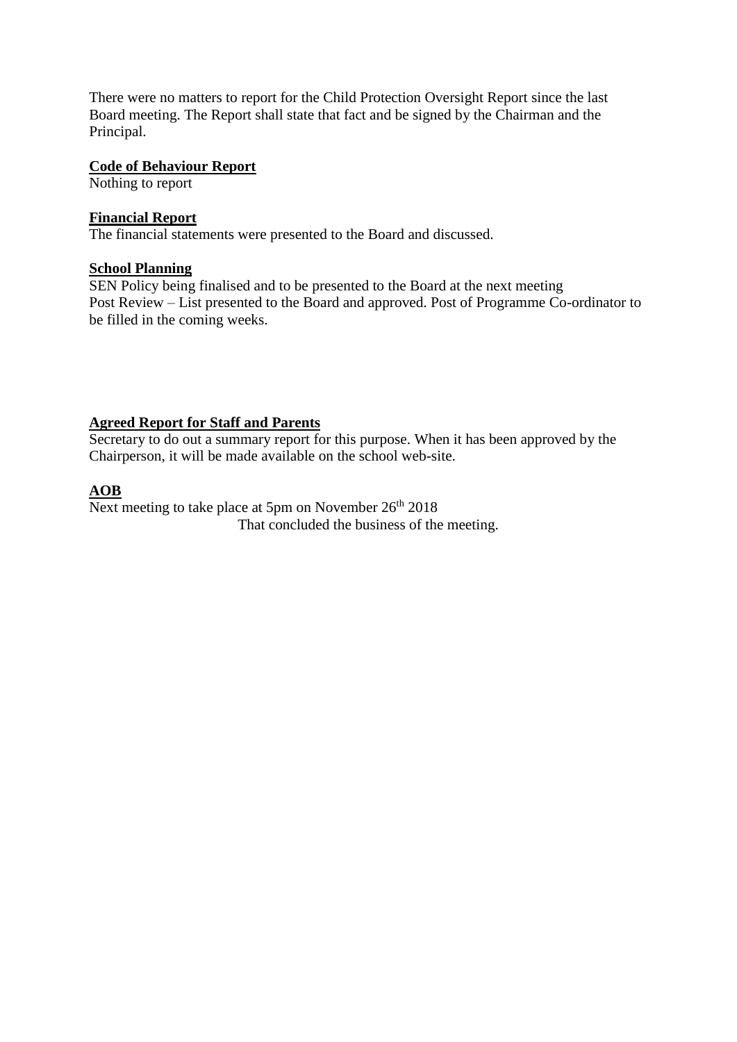There were no matters to report for the Child Protection Oversight Report since the last Board meeting. The Report shall state that fact and be signed by the Chairman and the Principal.

**Code of Behaviour Report**

Nothing to report

**Financial Report**

The financial statements were presented to the Board and discussed.

**School Planning**

SEN Policy being finalised and to be presented to the Board at the next meeting
Post Review – List presented to the Board and approved. Post of Programme Co-ordinator to be filled in the coming weeks.

**Agreed Report for Staff and Parents**

Secretary to do out a summary report for this purpose. When it has been approved by the Chairperson, it will be made available on the school web-site.

**AOB**

Next meeting to take place at 5pm on November 26th 2018

That concluded the business of the meeting.